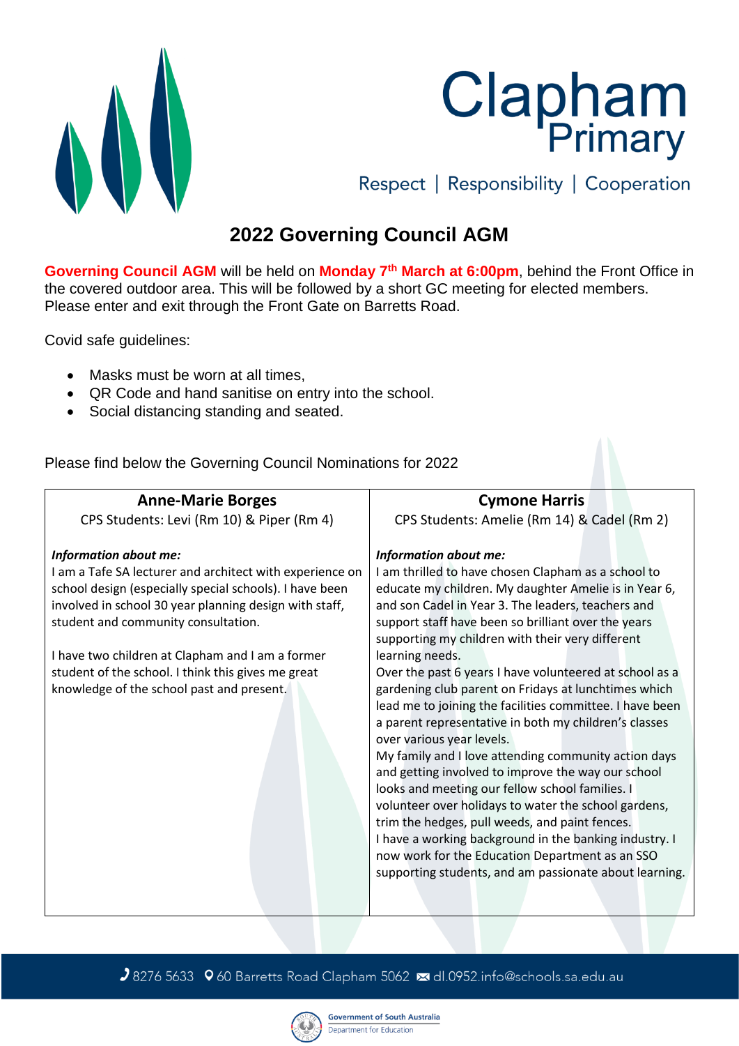Clapham Primary

Respect | Responsibility | Cooperation

# 2022 Governing Council AGM

**Governing Council AGM** will be held on **Monday 7th March at 6:00pm**, behind the Front Office in the covered outdoor area. This will be followed by a short GC meeting for elected members. Please enter and exit through the Front Gate on Barretts Road.

Covid safe guidelines:

- Masks must be worn at all times,
- QR Code and hand sanitise on entry into the school.
- Social distancing standing and seated.

Please find below the Governing Council Nominations for 2022

| **Anne-Marie Borges**<br>CPS Students: Levi (Rm 10) & Piper (Rm 4) | **Cymone Harris**<br>CPS Students: Amelie (Rm 14) & Cadel (Rm 2) |
|---|---|
| ***Information about me:***<br>I am a Tafe SA lecturer and architect with experience on school design (especially special schools). I have been involved in school 30 year planning design with staff, student and community consultation.<br><br>I have two children at Clapham and I am a former student of the school. I think this gives me great knowledge of the school past and present. | ***Information about me:***<br>I am thrilled to have chosen Clapham as a school to educate my children. My daughter Amelie is in Year 6, and son Cadel in Year 3. The leaders, teachers and support staff have been so brilliant over the years supporting my children with their very different learning needs.<br>Over the past 6 years I have volunteered at school as a gardening club parent on Fridays at lunchtimes which lead me to joining the facilities committee. I have been a parent representative in both my children's classes over various year levels.<br>My family and I love attending community action days and getting involved to improve the way our school looks and meeting our fellow school families. I volunteer over holidays to water the school gardens, trim the hedges, pull weeds, and paint fences.<br>I have a working background in the banking industry. I now work for the Education Department as an SSO supporting students, and am passionate about learning. |

8276 5633 60 Barretts Road Clapham 5062 dl.0952.info@schools.sa.edu.au

Government of South Australia
Department for Education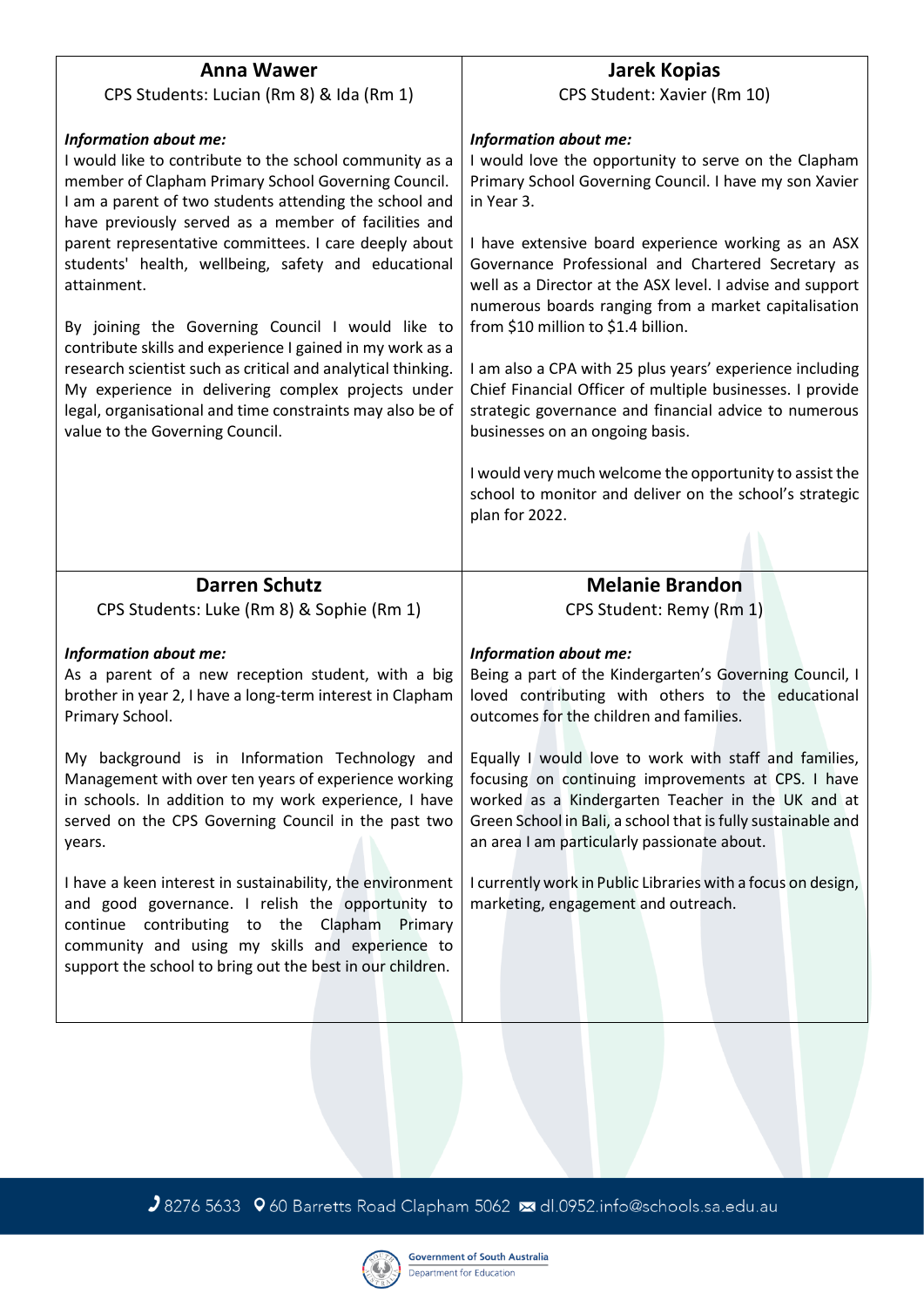## Anna Wawer

CPS Students: Lucian (Rm 8) & Ida (Rm 1)

***Information about me:***

I would like to contribute to the school community as a member of Clapham Primary School Governing Council. I am a parent of two students attending the school and have previously served as a member of facilities and parent representative committees. I care deeply about students' health, wellbeing, safety and educational attainment.

By joining the Governing Council I would like to contribute skills and experience I gained in my work as a research scientist such as critical and analytical thinking. My experience in delivering complex projects under legal, organisational and time constraints may also be of value to the Governing Council.

## Jarek Kopias

CPS Student: Xavier (Rm 10)

***Information about me:***

I would love the opportunity to serve on the Clapham Primary School Governing Council. I have my son Xavier in Year 3.

I have extensive board experience working as an ASX Governance Professional and Chartered Secretary as well as a Director at the ASX level. I advise and support numerous boards ranging from a market capitalisation from $10 million to $1.4 billion.

I am also a CPA with 25 plus years' experience including Chief Financial Officer of multiple businesses. I provide strategic governance and financial advice to numerous businesses on an ongoing basis.

I would very much welcome the opportunity to assist the school to monitor and deliver on the school's strategic plan for 2022.

## Darren Schutz

CPS Students: Luke (Rm 8) & Sophie (Rm 1)

***Information about me:***

As a parent of a new reception student, with a big brother in year 2, I have a long-term interest in Clapham Primary School.

My background is in Information Technology and Management with over ten years of experience working in schools. In addition to my work experience, I have served on the CPS Governing Council in the past two years.

I have a keen interest in sustainability, the environment and good governance. I relish the opportunity to continue contributing to the Clapham Primary community and using my skills and experience to support the school to bring out the best in our children.

## Melanie Brandon

CPS Student: Remy (Rm 1)

***Information about me:***

Being a part of the Kindergarten's Governing Council, I loved contributing with others to the educational outcomes for the children and families.

Equally I would love to work with staff and families, focusing on continuing improvements at CPS. I have worked as a Kindergarten Teacher in the UK and at Green School in Bali, a school that is fully sustainable and an area I am particularly passionate about.

I currently work in Public Libraries with a focus on design, marketing, engagement and outreach.

8276 5633 60 Barretts Road Clapham 5062 dl.0952.info@schools.sa.edu.au

Government of South Australia
Department for Education